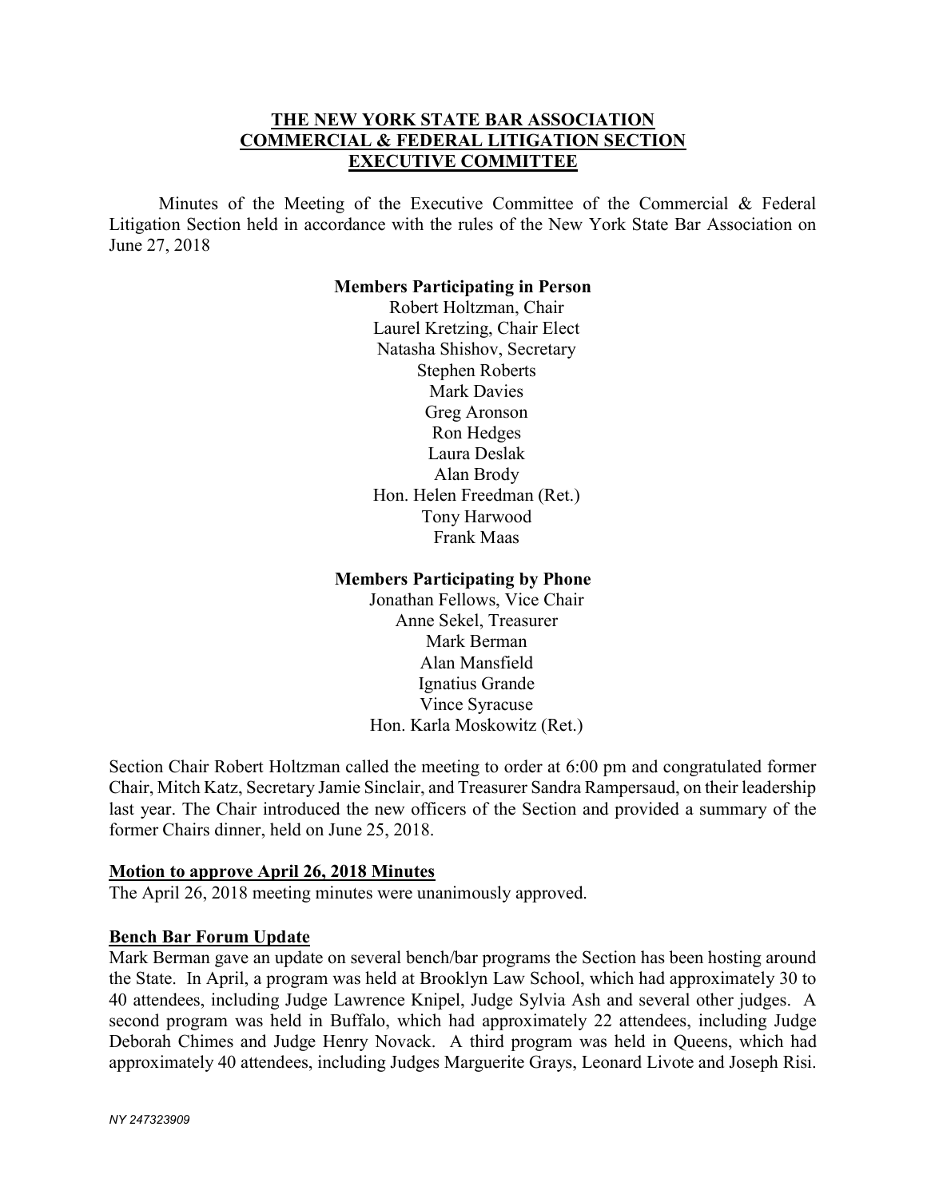# THE NEW YORK STATE BAR ASSOCIATION
# COMMERCIAL & FEDERAL LITIGATION SECTION
# EXECUTIVE COMMITTEE

Minutes of the Meeting of the Executive Committee of the Commercial & Federal Litigation Section held in accordance with the rules of the New York State Bar Association on June 27, 2018

**Members Participating in Person**

Robert Holtzman, Chair
Laurel Kretzing, Chair Elect
Natasha Shishov, Secretary
Stephen Roberts
Mark Davies
Greg Aronson
Ron Hedges
Laura Deslak
Alan Brody
Hon. Helen Freedman (Ret.)
Tony Harwood
Frank Maas

**Members Participating by Phone**

Jonathan Fellows, Vice Chair
Anne Sekel, Treasurer
Mark Berman
Alan Mansfield
Ignatius Grande
Vince Syracuse
Hon. Karla Moskowitz (Ret.)

Section Chair Robert Holtzman called the meeting to order at 6:00 pm and congratulated former Chair, Mitch Katz, Secretary Jamie Sinclair, and Treasurer Sandra Rampersaud, on their leadership last year. The Chair introduced the new officers of the Section and provided a summary of the former Chairs dinner, held on June 25, 2018.

## Motion to approve April 26, 2018 Minutes

The April 26, 2018 meeting minutes were unanimously approved.

## Bench Bar Forum Update

Mark Berman gave an update on several bench/bar programs the Section has been hosting around the State. In April, a program was held at Brooklyn Law School, which had approximately 30 to 40 attendees, including Judge Lawrence Knipel, Judge Sylvia Ash and several other judges. A second program was held in Buffalo, which had approximately 22 attendees, including Judge Deborah Chimes and Judge Henry Novack. A third program was held in Queens, which had approximately 40 attendees, including Judges Marguerite Grays, Leonard Livote and Joseph Risi.

NY 247323909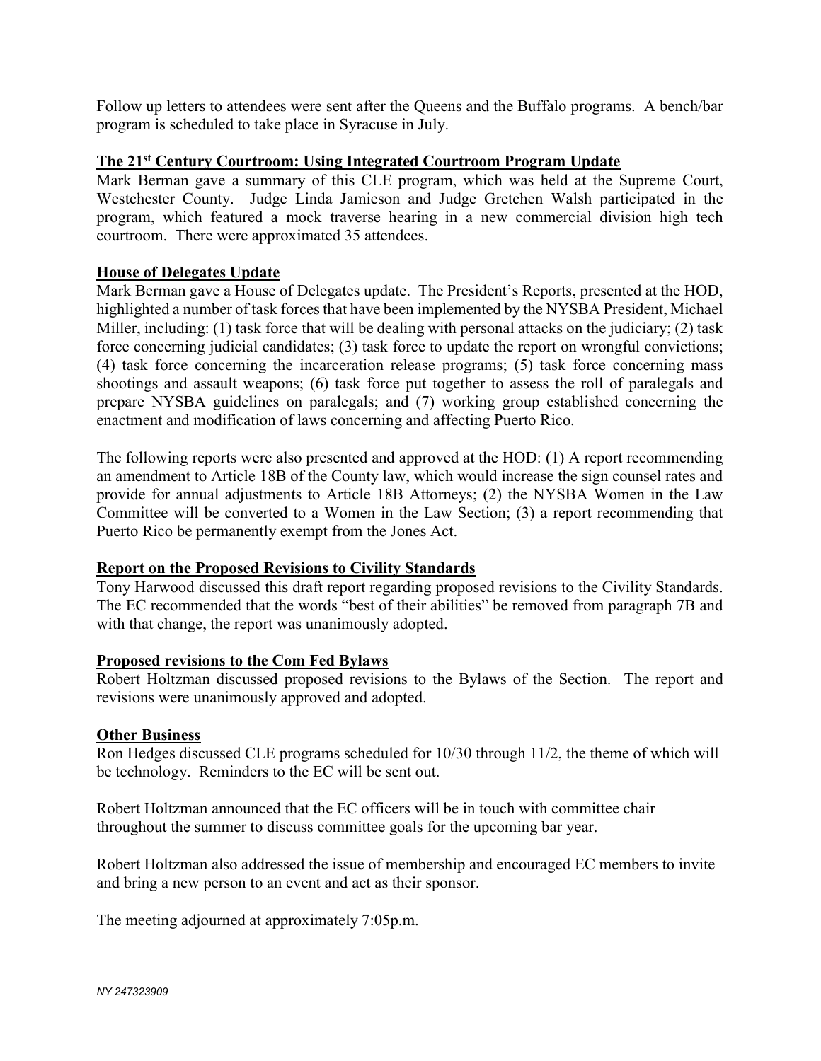Follow up letters to attendees were sent after the Queens and the Buffalo programs. A bench/bar program is scheduled to take place in Syracuse in July.

**The 21st Century Courtroom: Using Integrated Courtroom Program Update**

Mark Berman gave a summary of this CLE program, which was held at the Supreme Court, Westchester County. Judge Linda Jamieson and Judge Gretchen Walsh participated in the program, which featured a mock traverse hearing in a new commercial division high tech courtroom. There were approximated 35 attendees.

**House of Delegates Update**

Mark Berman gave a House of Delegates update. The President's Reports, presented at the HOD, highlighted a number of task forces that have been implemented by the NYSBA President, Michael Miller, including: (1) task force that will be dealing with personal attacks on the judiciary; (2) task force concerning judicial candidates; (3) task force to update the report on wrongful convictions; (4) task force concerning the incarceration release programs; (5) task force concerning mass shootings and assault weapons; (6) task force put together to assess the roll of paralegals and prepare NYSBA guidelines on paralegals; and (7) working group established concerning the enactment and modification of laws concerning and affecting Puerto Rico.

The following reports were also presented and approved at the HOD: (1) A report recommending an amendment to Article 18B of the County law, which would increase the sign counsel rates and provide for annual adjustments to Article 18B Attorneys; (2) the NYSBA Women in the Law Committee will be converted to a Women in the Law Section; (3) a report recommending that Puerto Rico be permanently exempt from the Jones Act.

**Report on the Proposed Revisions to Civility Standards**

Tony Harwood discussed this draft report regarding proposed revisions to the Civility Standards. The EC recommended that the words "best of their abilities" be removed from paragraph 7B and with that change, the report was unanimously adopted.

**Proposed revisions to the Com Fed Bylaws**

Robert Holtzman discussed proposed revisions to the Bylaws of the Section. The report and revisions were unanimously approved and adopted.

**Other Business**

Ron Hedges discussed CLE programs scheduled for 10/30 through 11/2, the theme of which will be technology. Reminders to the EC will be sent out.

Robert Holtzman announced that the EC officers will be in touch with committee chair throughout the summer to discuss committee goals for the upcoming bar year.

Robert Holtzman also addressed the issue of membership and encouraged EC members to invite and bring a new person to an event and act as their sponsor.

The meeting adjourned at approximately 7:05p.m.

*NY 247323909*